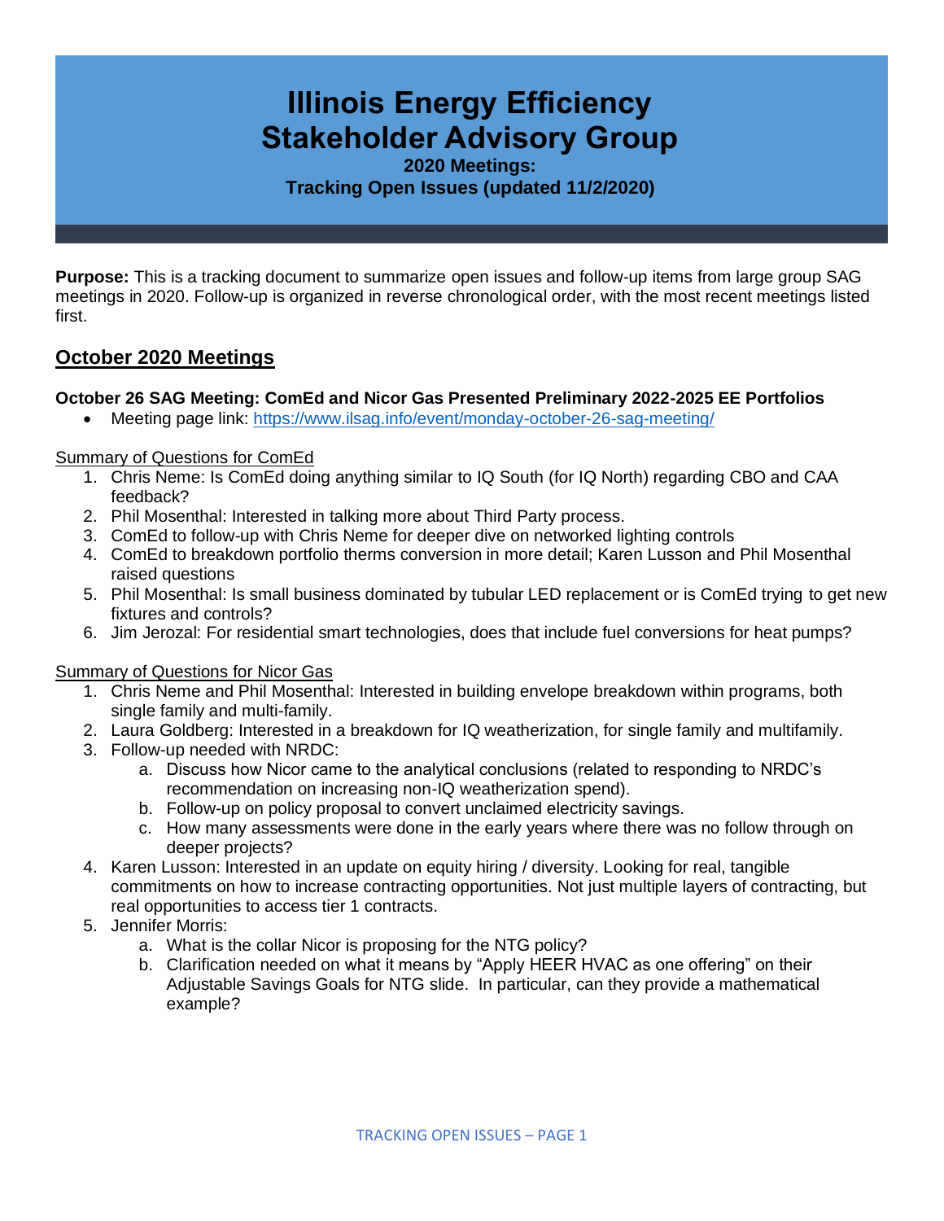# Illinois Energy Efficiency Stakeholder Advisory Group

**2020 Meetings:**
**Tracking Open Issues (updated 11/2/2020)**

**Purpose:** This is a tracking document to summarize open issues and follow-up items from large group SAG meetings in 2020. Follow-up is organized in reverse chronological order, with the most recent meetings listed first.

## October 2020 Meetings

### October 26 SAG Meeting: ComEd and Nicor Gas Presented Preliminary 2022-2025 EE Portfolios

- Meeting page link: [https://www.ilsag.info/event/monday-october-26-sag-meeting/](https://www.ilsag.info/event/monday-october-26-sag-meeting/)

<u>Summary of Questions for ComEd</u>

1. Chris Neme: Is ComEd doing anything similar to IQ South (for IQ North) regarding CBO and CAA feedback?
2. Phil Mosenthal: Interested in talking more about Third Party process.
3. ComEd to follow-up with Chris Neme for deeper dive on networked lighting controls
4. ComEd to breakdown portfolio therms conversion in more detail; Karen Lusson and Phil Mosenthal raised questions
5. Phil Mosenthal: Is small business dominated by tubular LED replacement or is ComEd trying to get new fixtures and controls?
6. Jim Jerozal: For residential smart technologies, does that include fuel conversions for heat pumps?

<u>Summary of Questions for Nicor Gas</u>

1. Chris Neme and Phil Mosenthal: Interested in building envelope breakdown within programs, both single family and multi-family.
2. Laura Goldberg: Interested in a breakdown for IQ weatherization, for single family and multifamily.
3. Follow-up needed with NRDC:
   a. Discuss how Nicor came to the analytical conclusions (related to responding to NRDC's recommendation on increasing non-IQ weatherization spend).
   b. Follow-up on policy proposal to convert unclaimed electricity savings.
   c. How many assessments were done in the early years where there was no follow through on deeper projects?
4. Karen Lusson: Interested in an update on equity hiring / diversity. Looking for real, tangible commitments on how to increase contracting opportunities. Not just multiple layers of contracting, but real opportunities to access tier 1 contracts.
5. Jennifer Morris:
   a. What is the collar Nicor is proposing for the NTG policy?
   b. Clarification needed on what it means by "Apply HEER HVAC as one offering" on their Adjustable Savings Goals for NTG slide. In particular, can they provide a mathematical example?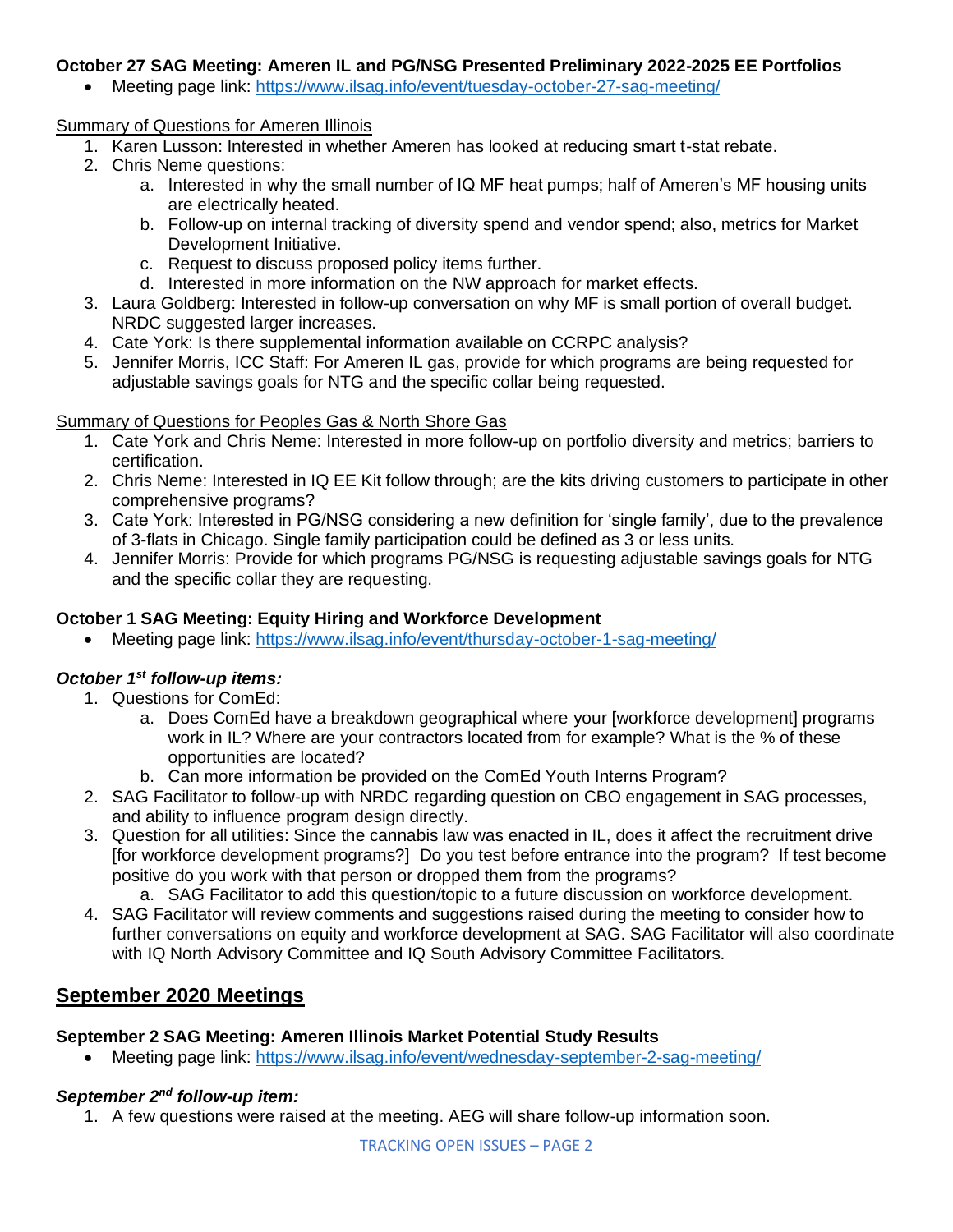**October 27 SAG Meeting: Ameren IL and PG/NSG Presented Preliminary 2022-2025 EE Portfolios**

- Meeting page link: https://www.ilsag.info/event/tuesday-october-27-sag-meeting/

Summary of Questions for Ameren Illinois

1. Karen Lusson: Interested in whether Ameren has looked at reducing smart t-stat rebate.
2. Chris Neme questions:
   a. Interested in why the small number of IQ MF heat pumps; half of Ameren's MF housing units are electrically heated.
   b. Follow-up on internal tracking of diversity spend and vendor spend; also, metrics for Market Development Initiative.
   c. Request to discuss proposed policy items further.
   d. Interested in more information on the NW approach for market effects.
3. Laura Goldberg: Interested in follow-up conversation on why MF is small portion of overall budget. NRDC suggested larger increases.
4. Cate York: Is there supplemental information available on CCRPC analysis?
5. Jennifer Morris, ICC Staff: For Ameren IL gas, provide for which programs are being requested for adjustable savings goals for NTG and the specific collar being requested.

Summary of Questions for Peoples Gas & North Shore Gas

1. Cate York and Chris Neme: Interested in more follow-up on portfolio diversity and metrics; barriers to certification.
2. Chris Neme: Interested in IQ EE Kit follow through; are the kits driving customers to participate in other comprehensive programs?
3. Cate York: Interested in PG/NSG considering a new definition for 'single family', due to the prevalence of 3-flats in Chicago. Single family participation could be defined as 3 or less units.
4. Jennifer Morris: Provide for which programs PG/NSG is requesting adjustable savings goals for NTG and the specific collar they are requesting.

**October 1 SAG Meeting: Equity Hiring and Workforce Development**

- Meeting page link: https://www.ilsag.info/event/thursday-october-1-sag-meeting/

***October 1st follow-up items:***

1. Questions for ComEd:
   a. Does ComEd have a breakdown geographical where your [workforce development] programs work in IL? Where are your contractors located from for example? What is the % of these opportunities are located?
   b. Can more information be provided on the ComEd Youth Interns Program?
2. SAG Facilitator to follow-up with NRDC regarding question on CBO engagement in SAG processes, and ability to influence program design directly.
3. Question for all utilities: Since the cannabis law was enacted in IL, does it affect the recruitment drive [for workforce development programs?] Do you test before entrance into the program? If test become positive do you work with that person or dropped them from the programs?
   a. SAG Facilitator to add this question/topic to a future discussion on workforce development.
4. SAG Facilitator will review comments and suggestions raised during the meeting to consider how to further conversations on equity and workforce development at SAG. SAG Facilitator will also coordinate with IQ North Advisory Committee and IQ South Advisory Committee Facilitators.

## September 2020 Meetings

**September 2 SAG Meeting: Ameren Illinois Market Potential Study Results**

- Meeting page link: https://www.ilsag.info/event/wednesday-september-2-sag-meeting/

***September 2nd follow-up item:***

1. A few questions were raised at the meeting. AEG will share follow-up information soon.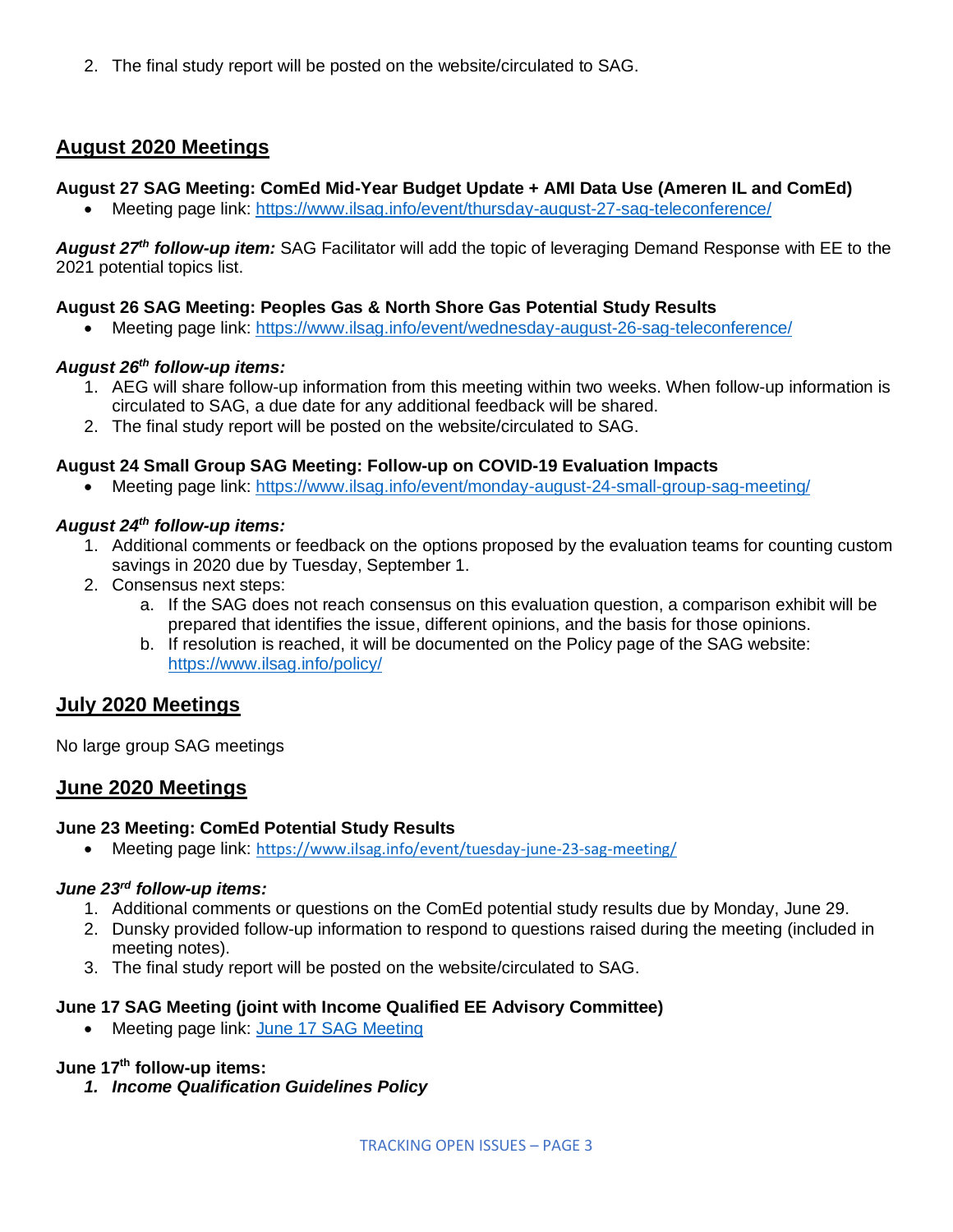2. The final study report will be posted on the website/circulated to SAG.

## August 2020 Meetings

**August 27 SAG Meeting: ComEd Mid-Year Budget Update + AMI Data Use (Ameren IL and ComEd)**

- Meeting page link: https://www.ilsag.info/event/thursday-august-27-sag-teleconference/

***August 27th follow-up item:*** SAG Facilitator will add the topic of leveraging Demand Response with EE to the 2021 potential topics list.

**August 26 SAG Meeting: Peoples Gas & North Shore Gas Potential Study Results**

- Meeting page link: https://www.ilsag.info/event/wednesday-august-26-sag-teleconference/

***August 26th follow-up items:***

1. AEG will share follow-up information from this meeting within two weeks. When follow-up information is circulated to SAG, a due date for any additional feedback will be shared.
2. The final study report will be posted on the website/circulated to SAG.

**August 24 Small Group SAG Meeting: Follow-up on COVID-19 Evaluation Impacts**

- Meeting page link: https://www.ilsag.info/event/monday-august-24-small-group-sag-meeting/

***August 24th follow-up items:***

1. Additional comments or feedback on the options proposed by the evaluation teams for counting custom savings in 2020 due by Tuesday, September 1.
2. Consensus next steps:
   a. If the SAG does not reach consensus on this evaluation question, a comparison exhibit will be prepared that identifies the issue, different opinions, and the basis for those opinions.
   b. If resolution is reached, it will be documented on the Policy page of the SAG website: https://www.ilsag.info/policy/

## July 2020 Meetings

No large group SAG meetings

## June 2020 Meetings

**June 23 Meeting: ComEd Potential Study Results**

- Meeting page link: https://www.ilsag.info/event/tuesday-june-23-sag-meeting/

***June 23rd follow-up items:***

1. Additional comments or questions on the ComEd potential study results due by Monday, June 29.
2. Dunsky provided follow-up information to respond to questions raised during the meeting (included in meeting notes).
3. The final study report will be posted on the website/circulated to SAG.

**June 17 SAG Meeting (joint with Income Qualified EE Advisory Committee)**

- Meeting page link: June 17 SAG Meeting

**June 17th follow-up items:**

1. ***Income Qualification Guidelines Policy***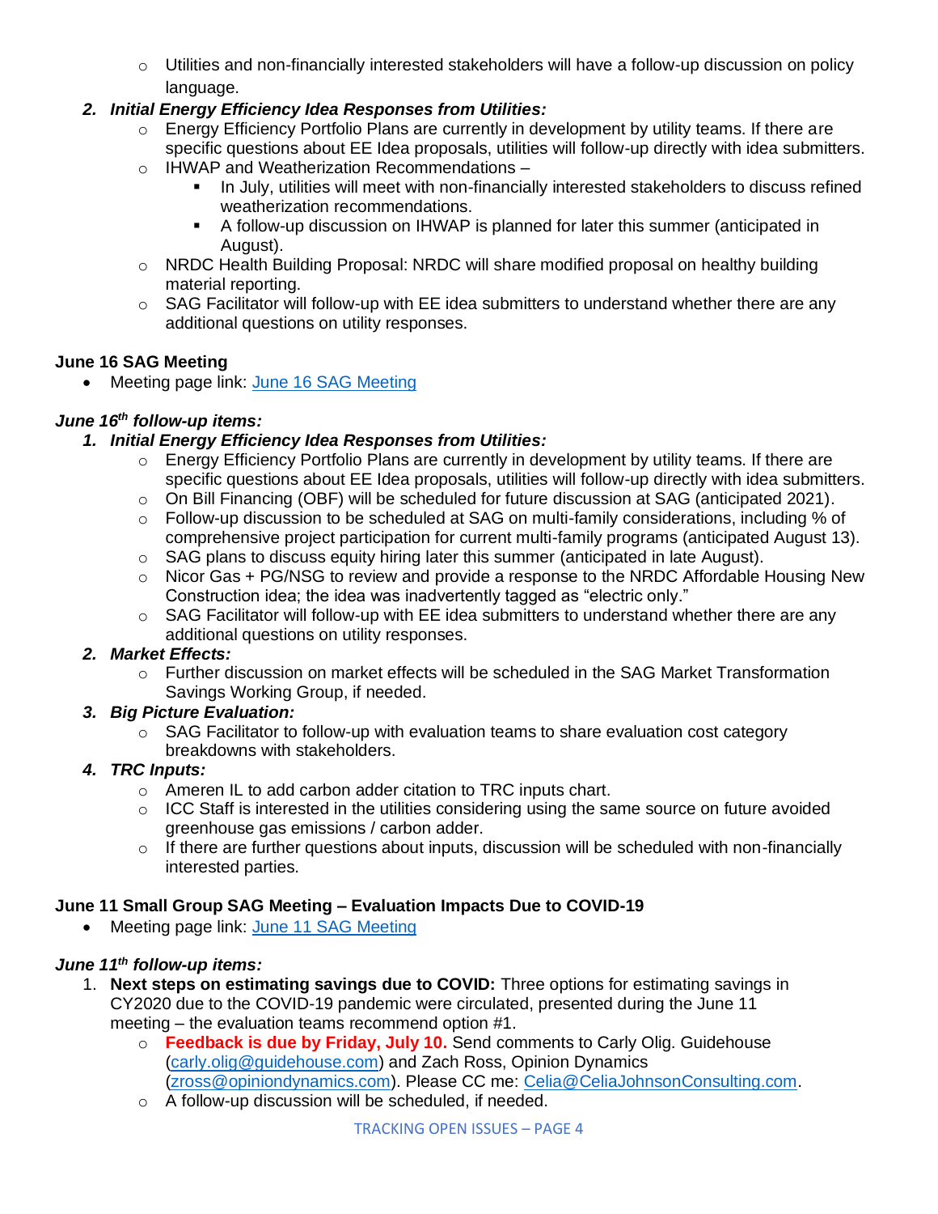- Utilities and non-financially interested stakeholders will have a follow-up discussion on policy language.

2. ***Initial Energy Efficiency Idea Responses from Utilities:***
    - Energy Efficiency Portfolio Plans are currently in development by utility teams. If there are specific questions about EE Idea proposals, utilities will follow-up directly with idea submitters.
    - IHWAP and Weatherization Recommendations –
        - In July, utilities will meet with non-financially interested stakeholders to discuss refined weatherization recommendations.
        - A follow-up discussion on IHWAP is planned for later this summer (anticipated in August).
    - NRDC Health Building Proposal: NRDC will share modified proposal on healthy building material reporting.
    - SAG Facilitator will follow-up with EE idea submitters to understand whether there are any additional questions on utility responses.

**June 16 SAG Meeting**

- Meeting page link: [June 16 SAG Meeting]()

***June 16th follow-up items:***

1. ***Initial Energy Efficiency Idea Responses from Utilities:***
    - Energy Efficiency Portfolio Plans are currently in development by utility teams. If there are specific questions about EE Idea proposals, utilities will follow-up directly with idea submitters.
    - On Bill Financing (OBF) will be scheduled for future discussion at SAG (anticipated 2021).
    - Follow-up discussion to be scheduled at SAG on multi-family considerations, including % of comprehensive project participation for current multi-family programs (anticipated August 13).
    - SAG plans to discuss equity hiring later this summer (anticipated in late August).
    - Nicor Gas + PG/NSG to review and provide a response to the NRDC Affordable Housing New Construction idea; the idea was inadvertently tagged as "electric only."
    - SAG Facilitator will follow-up with EE idea submitters to understand whether there are any additional questions on utility responses.
2. ***Market Effects:***
    - Further discussion on market effects will be scheduled in the SAG Market Transformation Savings Working Group, if needed.
3. ***Big Picture Evaluation:***
    - SAG Facilitator to follow-up with evaluation teams to share evaluation cost category breakdowns with stakeholders.
4. ***TRC Inputs:***
    - Ameren IL to add carbon adder citation to TRC inputs chart.
    - ICC Staff is interested in the utilities considering using the same source on future avoided greenhouse gas emissions / carbon adder.
    - If there are further questions about inputs, discussion will be scheduled with non-financially interested parties.

**June 11 Small Group SAG Meeting – Evaluation Impacts Due to COVID-19**

- Meeting page link: [June 11 SAG Meeting]()

***June 11th follow-up items:***

1. **Next steps on estimating savings due to COVID:** Three options for estimating savings in CY2020 due to the COVID-19 pandemic were circulated, presented during the June 11 meeting – the evaluation teams recommend option #1.
    - **Feedback is due by Friday, July 10.** Send comments to Carly Olig. Guidehouse ([carly.olig@guidehouse.com](mailto:carly.olig@guidehouse.com)) and Zach Ross, Opinion Dynamics ([zross@opiniondynamics.com](mailto:zross@opiniondynamics.com)). Please CC me: [Celia@CeliaJohnsonConsulting.com](mailto:Celia@CeliaJohnsonConsulting.com).
    - A follow-up discussion will be scheduled, if needed.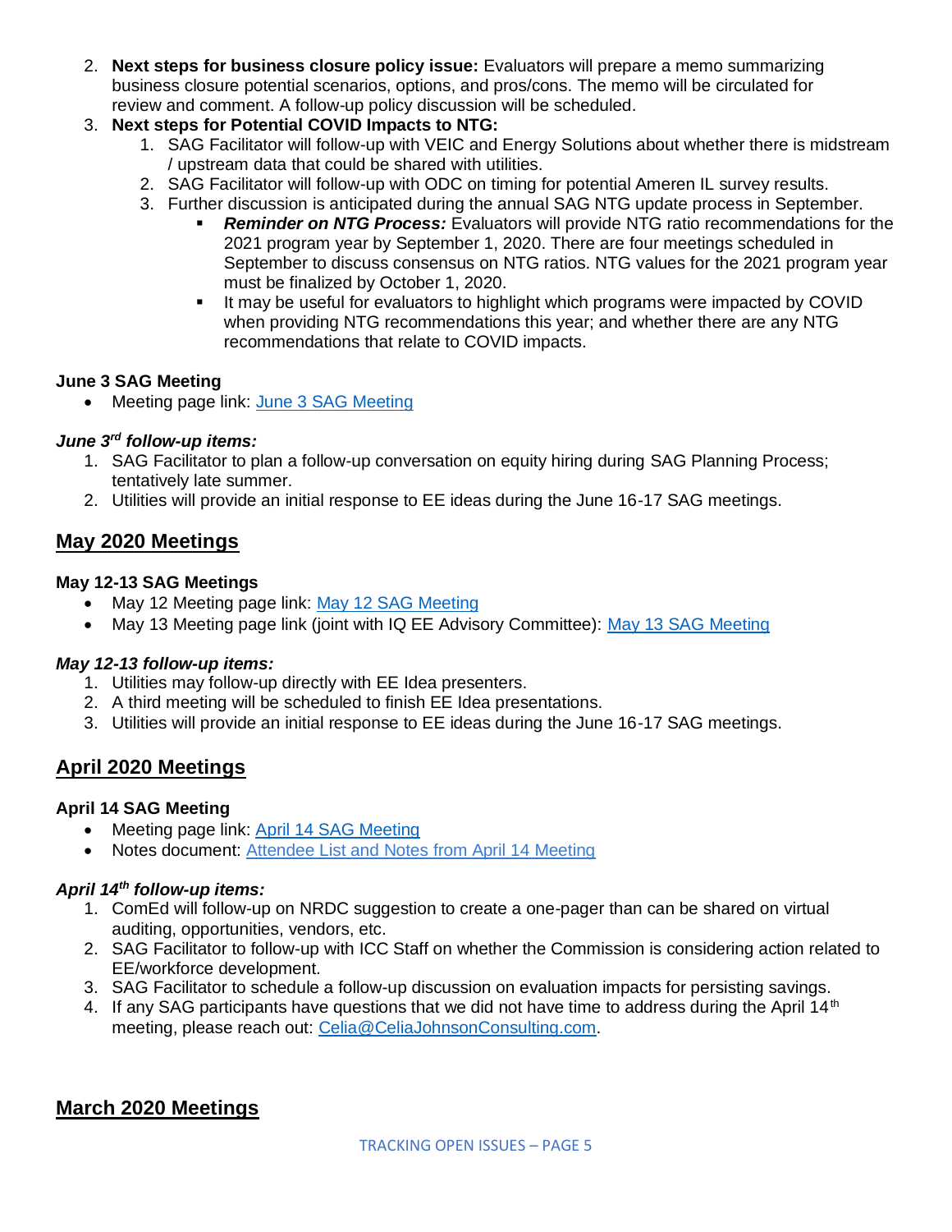2. **Next steps for business closure policy issue:** Evaluators will prepare a memo summarizing business closure potential scenarios, options, and pros/cons. The memo will be circulated for review and comment. A follow-up policy discussion will be scheduled.
3. **Next steps for Potential COVID Impacts to NTG:**
   1. SAG Facilitator will follow-up with VEIC and Energy Solutions about whether there is midstream / upstream data that could be shared with utilities.
   2. SAG Facilitator will follow-up with ODC on timing for potential Ameren IL survey results.
   3. Further discussion is anticipated during the annual SAG NTG update process in September.
      - ***Reminder on NTG Process:*** Evaluators will provide NTG ratio recommendations for the 2021 program year by September 1, 2020. There are four meetings scheduled in September to discuss consensus on NTG ratios. NTG values for the 2021 program year must be finalized by October 1, 2020.
      - It may be useful for evaluators to highlight which programs were impacted by COVID when providing NTG recommendations this year; and whether there are any NTG recommendations that relate to COVID impacts.

**June 3 SAG Meeting**

- Meeting page link: [June 3 SAG Meeting]

***June 3rd follow-up items:***

1. SAG Facilitator to plan a follow-up conversation on equity hiring during SAG Planning Process; tentatively late summer.
2. Utilities will provide an initial response to EE ideas during the June 16-17 SAG meetings.

## May 2020 Meetings

**May 12-13 SAG Meetings**

- May 12 Meeting page link: [May 12 SAG Meeting]
- May 13 Meeting page link (joint with IQ EE Advisory Committee): [May 13 SAG Meeting]

***May 12-13 follow-up items:***

1. Utilities may follow-up directly with EE Idea presenters.
2. A third meeting will be scheduled to finish EE Idea presentations.
3. Utilities will provide an initial response to EE ideas during the June 16-17 SAG meetings.

## April 2020 Meetings

**April 14 SAG Meeting**

- Meeting page link: [April 14 SAG Meeting]
- Notes document: [Attendee List and Notes from April 14 Meeting]

***April 14th follow-up items:***

1. ComEd will follow-up on NRDC suggestion to create a one-pager than can be shared on virtual auditing, opportunities, vendors, etc.
2. SAG Facilitator to follow-up with ICC Staff on whether the Commission is considering action related to EE/workforce development.
3. SAG Facilitator to schedule a follow-up discussion on evaluation impacts for persisting savings.
4. If any SAG participants have questions that we did not have time to address during the April 14th meeting, please reach out: Celia@CeliaJohnsonConsulting.com.

## March 2020 Meetings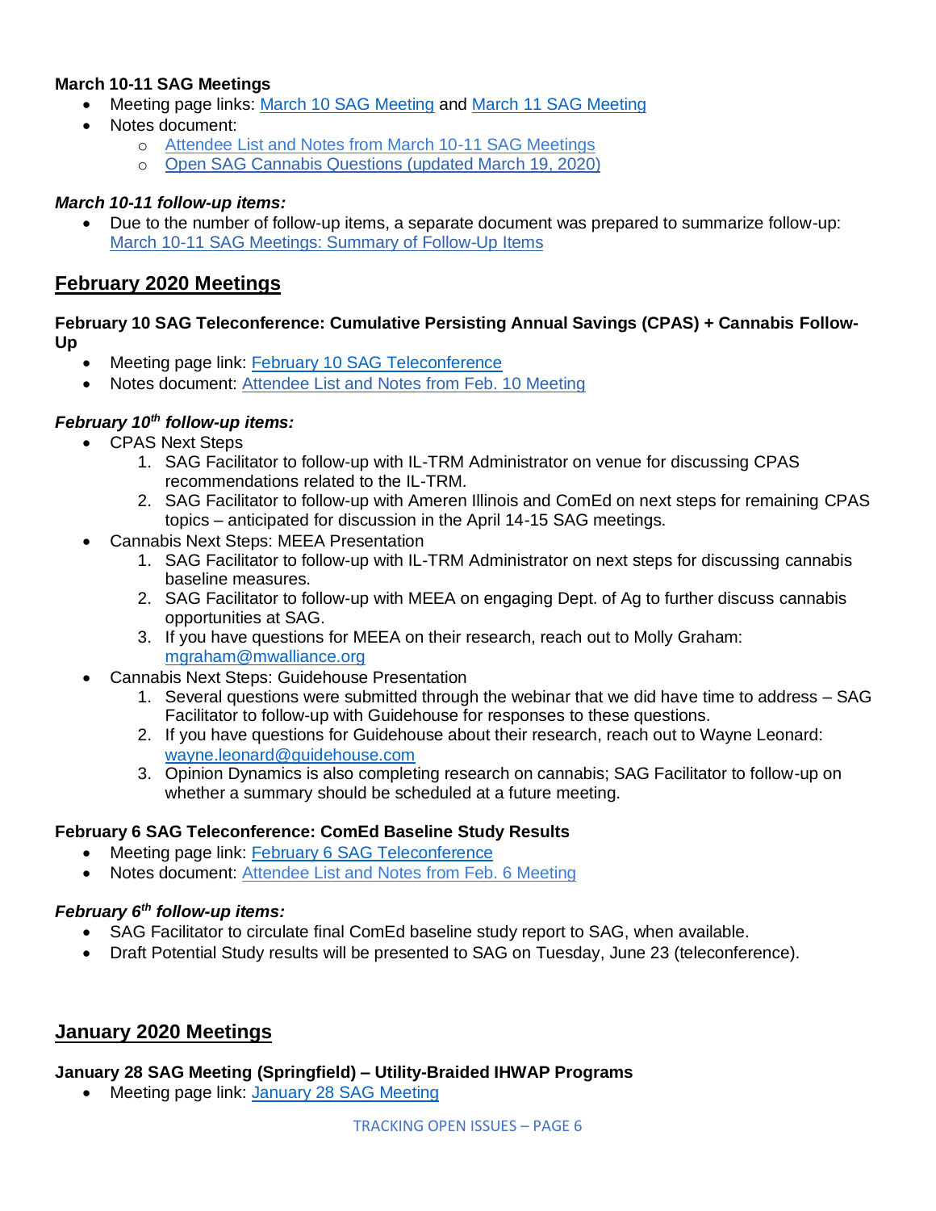**March 10-11 SAG Meetings**

- Meeting page links: March 10 SAG Meeting and March 11 SAG Meeting
- Notes document:
    - Attendee List and Notes from March 10-11 SAG Meetings
    - Open SAG Cannabis Questions (updated March 19, 2020)

***March 10-11 follow-up items:***

- Due to the number of follow-up items, a separate document was prepared to summarize follow-up: March 10-11 SAG Meetings: Summary of Follow-Up Items

## February 2020 Meetings

**February 10 SAG Teleconference: Cumulative Persisting Annual Savings (CPAS) + Cannabis Follow-Up**

- Meeting page link: February 10 SAG Teleconference
- Notes document: Attendee List and Notes from Feb. 10 Meeting

***February 10th follow-up items:***

- CPAS Next Steps
    1. SAG Facilitator to follow-up with IL-TRM Administrator on venue for discussing CPAS recommendations related to the IL-TRM.
    2. SAG Facilitator to follow-up with Ameren Illinois and ComEd on next steps for remaining CPAS topics – anticipated for discussion in the April 14-15 SAG meetings.
- Cannabis Next Steps: MEEA Presentation
    1. SAG Facilitator to follow-up with IL-TRM Administrator on next steps for discussing cannabis baseline measures.
    2. SAG Facilitator to follow-up with MEEA on engaging Dept. of Ag to further discuss cannabis opportunities at SAG.
    3. If you have questions for MEEA on their research, reach out to Molly Graham: mgraham@mwalliance.org
- Cannabis Next Steps: Guidehouse Presentation
    1. Several questions were submitted through the webinar that we did have time to address – SAG Facilitator to follow-up with Guidehouse for responses to these questions.
    2. If you have questions for Guidehouse about their research, reach out to Wayne Leonard: wayne.leonard@guidehouse.com
    3. Opinion Dynamics is also completing research on cannabis; SAG Facilitator to follow-up on whether a summary should be scheduled at a future meeting.

**February 6 SAG Teleconference: ComEd Baseline Study Results**

- Meeting page link: February 6 SAG Teleconference
- Notes document: Attendee List and Notes from Feb. 6 Meeting

***February 6th follow-up items:***

- SAG Facilitator to circulate final ComEd baseline study report to SAG, when available.
- Draft Potential Study results will be presented to SAG on Tuesday, June 23 (teleconference).

## January 2020 Meetings

**January 28 SAG Meeting (Springfield) – Utility-Braided IHWAP Programs**

- Meeting page link: January 28 SAG Meeting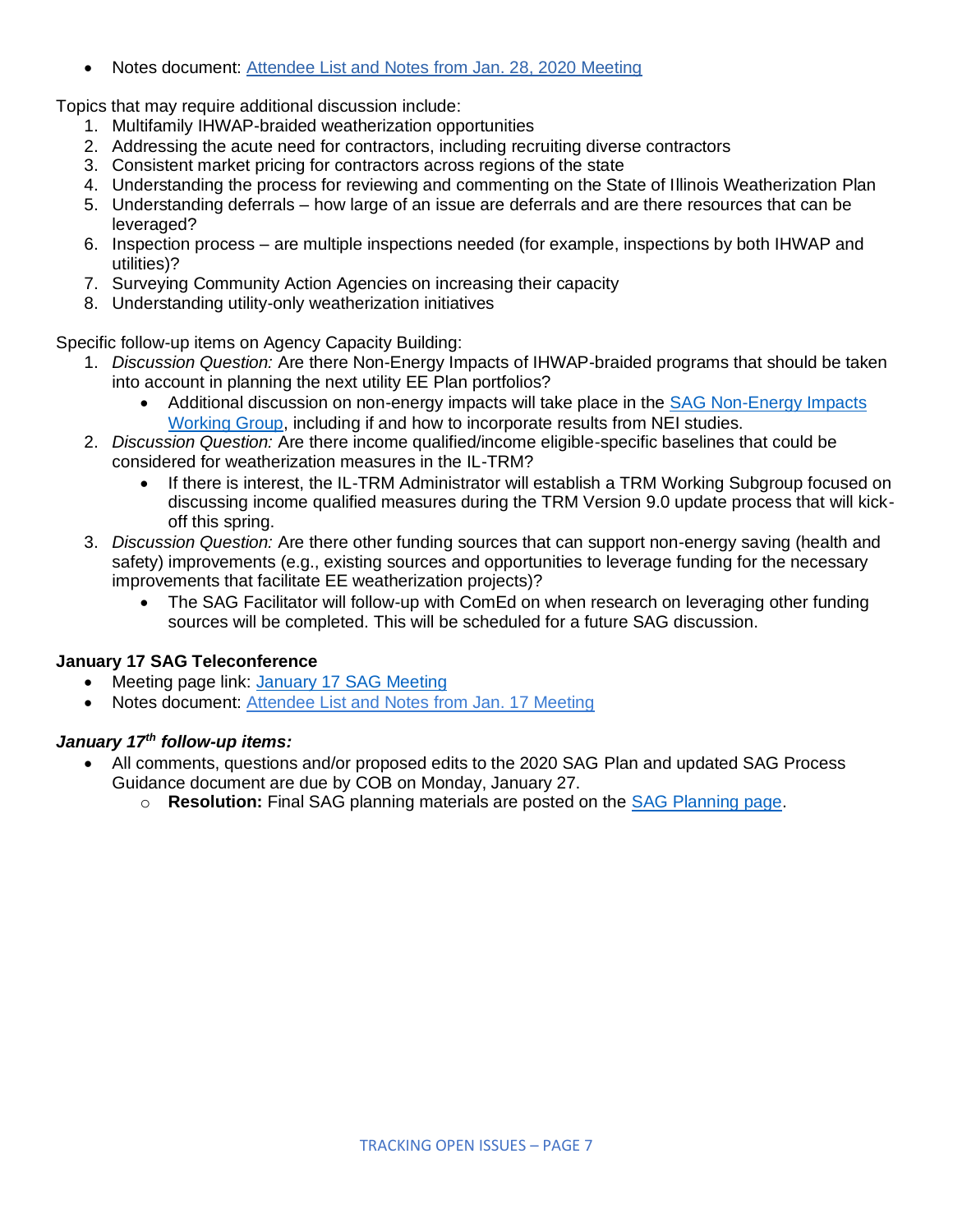- Notes document: [Attendee List and Notes from Jan. 28, 2020 Meeting]

Topics that may require additional discussion include:

1. Multifamily IHWAP-braided weatherization opportunities
2. Addressing the acute need for contractors, including recruiting diverse contractors
3. Consistent market pricing for contractors across regions of the state
4. Understanding the process for reviewing and commenting on the State of Illinois Weatherization Plan
5. Understanding deferrals – how large of an issue are deferrals and are there resources that can be leveraged?
6. Inspection process – are multiple inspections needed (for example, inspections by both IHWAP and utilities)?
7. Surveying Community Action Agencies on increasing their capacity
8. Understanding utility-only weatherization initiatives

Specific follow-up items on Agency Capacity Building:

1. *Discussion Question:* Are there Non-Energy Impacts of IHWAP-braided programs that should be taken into account in planning the next utility EE Plan portfolios?
   - Additional discussion on non-energy impacts will take place in the [SAG Non-Energy Impacts Working Group], including if and how to incorporate results from NEI studies.
2. *Discussion Question:* Are there income qualified/income eligible-specific baselines that could be considered for weatherization measures in the IL-TRM?
   - If there is interest, the IL-TRM Administrator will establish a TRM Working Subgroup focused on discussing income qualified measures during the TRM Version 9.0 update process that will kick-off this spring.
3. *Discussion Question:* Are there other funding sources that can support non-energy saving (health and safety) improvements (e.g., existing sources and opportunities to leverage funding for the necessary improvements that facilitate EE weatherization projects)?
   - The SAG Facilitator will follow-up with ComEd on when research on leveraging other funding sources will be completed. This will be scheduled for a future SAG discussion.

**January 17 SAG Teleconference**

- Meeting page link: [January 17 SAG Meeting]
- Notes document: [Attendee List and Notes from Jan. 17 Meeting]

***January 17th follow-up items:***

- All comments, questions and/or proposed edits to the 2020 SAG Plan and updated SAG Process Guidance document are due by COB on Monday, January 27.
  - **Resolution:** Final SAG planning materials are posted on the [SAG Planning page].